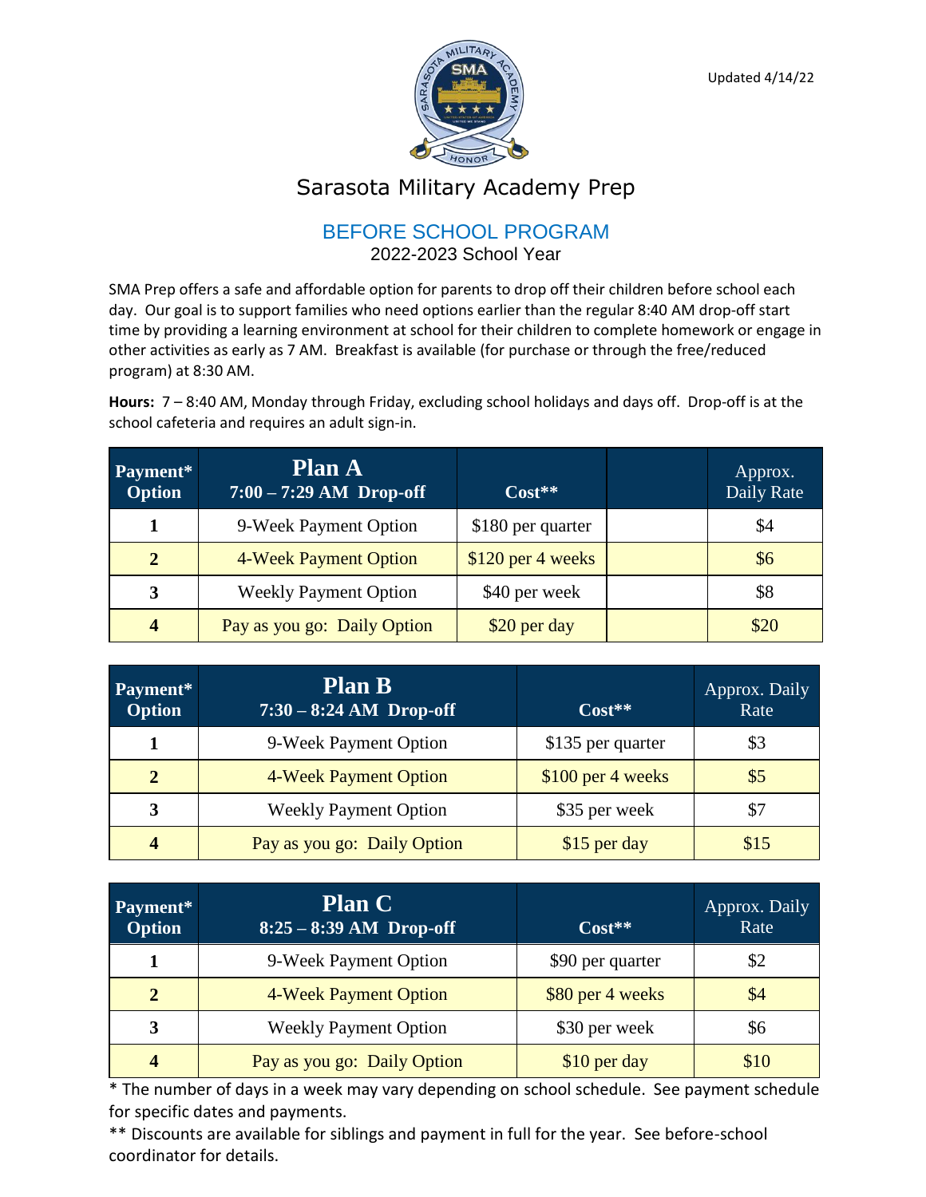Updated 4/14/22

# Sarasota Military Academy Prep

## BEFORE SCHOOL PROGRAM

2022-2023 School Year

SMA Prep offers a safe and affordable option for parents to drop off their children before school each day. Our goal is to support families who need options earlier than the regular 8:40 AM drop-off start time by providing a learning environment at school for their children to complete homework or engage in other activities as early as 7 AM. Breakfast is available (for purchase or through the free/reduced program) at 8:30 AM.

**Hours:** 7 – 8:40 AM, Monday through Friday, excluding school holidays and days off. Drop-off is at the school cafeteria and requires an adult sign-in.

| Payment* Option | Plan A 7:00 – 7:29 AM Drop-off | Cost** | | Approx. Daily Rate |
|---|---|---|---|---|
| 1 | 9-Week Payment Option | $180 per quarter | | $4 |
| 2 | 4-Week Payment Option | $120 per 4 weeks | | $6 |
| 3 | Weekly Payment Option | $40 per week | | $8 |
| 4 | Pay as you go: Daily Option | $20 per day | | $20 |

| Payment* Option | Plan B 7:30 – 8:24 AM Drop-off | Cost** | Approx. Daily Rate |
|---|---|---|---|
| 1 | 9-Week Payment Option | $135 per quarter | $3 |
| 2 | 4-Week Payment Option | $100 per 4 weeks | $5 |
| 3 | Weekly Payment Option | $35 per week | $7 |
| 4 | Pay as you go: Daily Option | $15 per day | $15 |

| Payment* Option | Plan C 8:25 – 8:39 AM Drop-off | Cost** | Approx. Daily Rate |
|---|---|---|---|
| 1 | 9-Week Payment Option | $90 per quarter | $2 |
| 2 | 4-Week Payment Option | $80 per 4 weeks | $4 |
| 3 | Weekly Payment Option | $30 per week | $6 |
| 4 | Pay as you go: Daily Option | $10 per day | $10 |

* The number of days in a week may vary depending on school schedule. See payment schedule for specific dates and payments.

** Discounts are available for siblings and payment in full for the year. See before-school coordinator for details.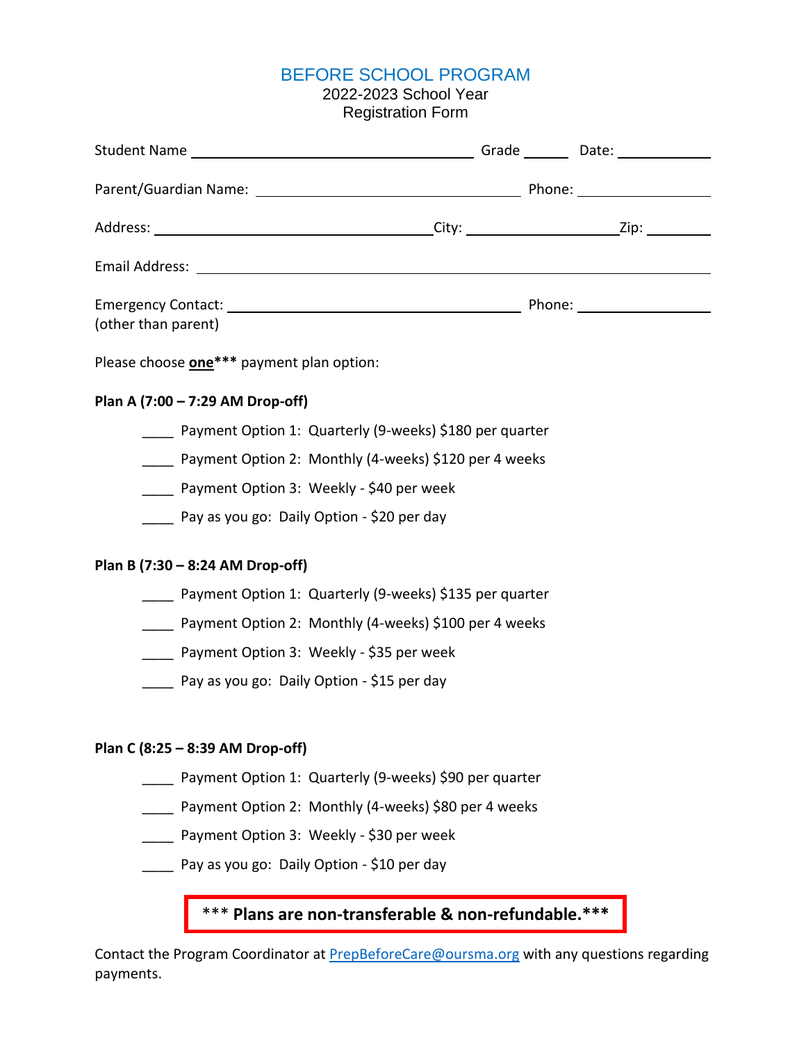# BEFORE SCHOOL PROGRAM

2022-2023 School Year
Registration Form

Student Name ________________________________ Grade ______ Date: ____________

Parent/Guardian Name: ______________________________ Phone: ________________

Address: ________________________________City: __________________Zip: ________

Email Address: ________________________________________________________________

Emergency Contact: ______________________________ Phone: ________________
(other than parent)

Please choose **one***** payment plan option:

**Plan A (7:00 – 7:29 AM Drop-off)**

- ____ Payment Option 1: Quarterly (9-weeks) $180 per quarter
- ____ Payment Option 2: Monthly (4-weeks) $120 per 4 weeks
- ____ Payment Option 3: Weekly - $40 per week
- ____ Pay as you go: Daily Option - $20 per day

**Plan B (7:30 – 8:24 AM Drop-off)**

- ____ Payment Option 1: Quarterly (9-weeks) $135 per quarter
- ____ Payment Option 2: Monthly (4-weeks) $100 per 4 weeks
- ____ Payment Option 3: Weekly - $35 per week
- ____ Pay as you go: Daily Option - $15 per day

**Plan C (8:25 – 8:39 AM Drop-off)**

- ____ Payment Option 1: Quarterly (9-weeks) $90 per quarter
- ____ Payment Option 2: Monthly (4-weeks) $80 per 4 weeks
- ____ Payment Option 3: Weekly - $30 per week
- ____ Pay as you go: Daily Option - $10 per day

**\*\*\* Plans are non-transferable & non-refundable.\*\*\***

Contact the Program Coordinator at PrepBeforeCare@oursma.org with any questions regarding payments.